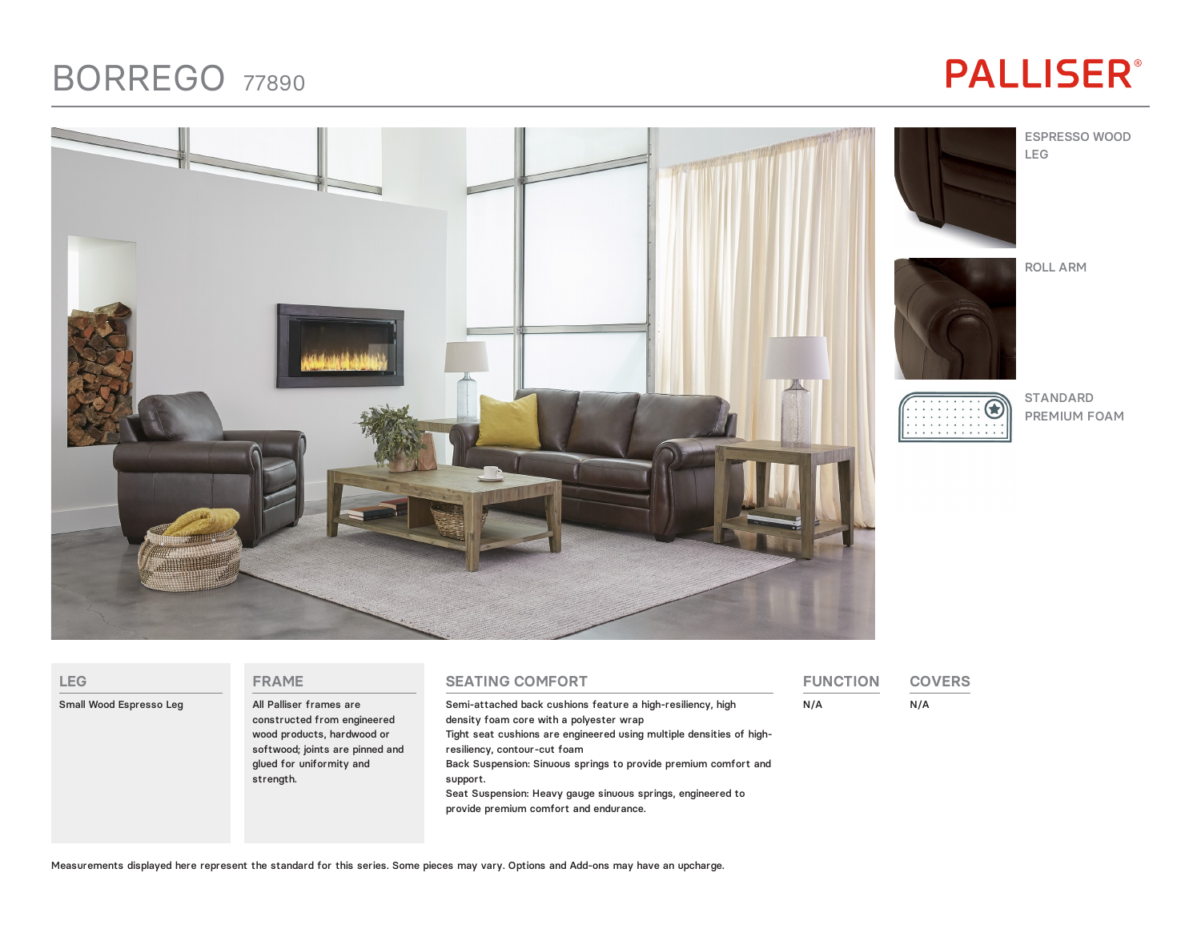# BORREGO 77890

PALLISER®

ESPRESSO WOOD LEG

ROLL ARM

STANDARD PREMIUM FOAM

## LEG

Small Wood Espresso Leg

## FRAME

All Palliser frames are constructed from engineered wood products, hardwood or softwood; joints are pinned and glued for uniformity and strength.

## SEATING COMFORT

Semi-attached back cushions feature a high-resiliency, high density foam core with a polyester wrap
Tight seat cushions are engineered using multiple densities of high-resiliency, contour-cut foam
Back Suspension: Sinuous springs to provide premium comfort and support.
Seat Suspension: Heavy gauge sinuous springs, engineered to provide premium comfort and endurance.

## FUNCTION

N/A

## COVERS

N/A

Measurements displayed here represent the standard for this series. Some pieces may vary. Options and Add-ons may have an upcharge.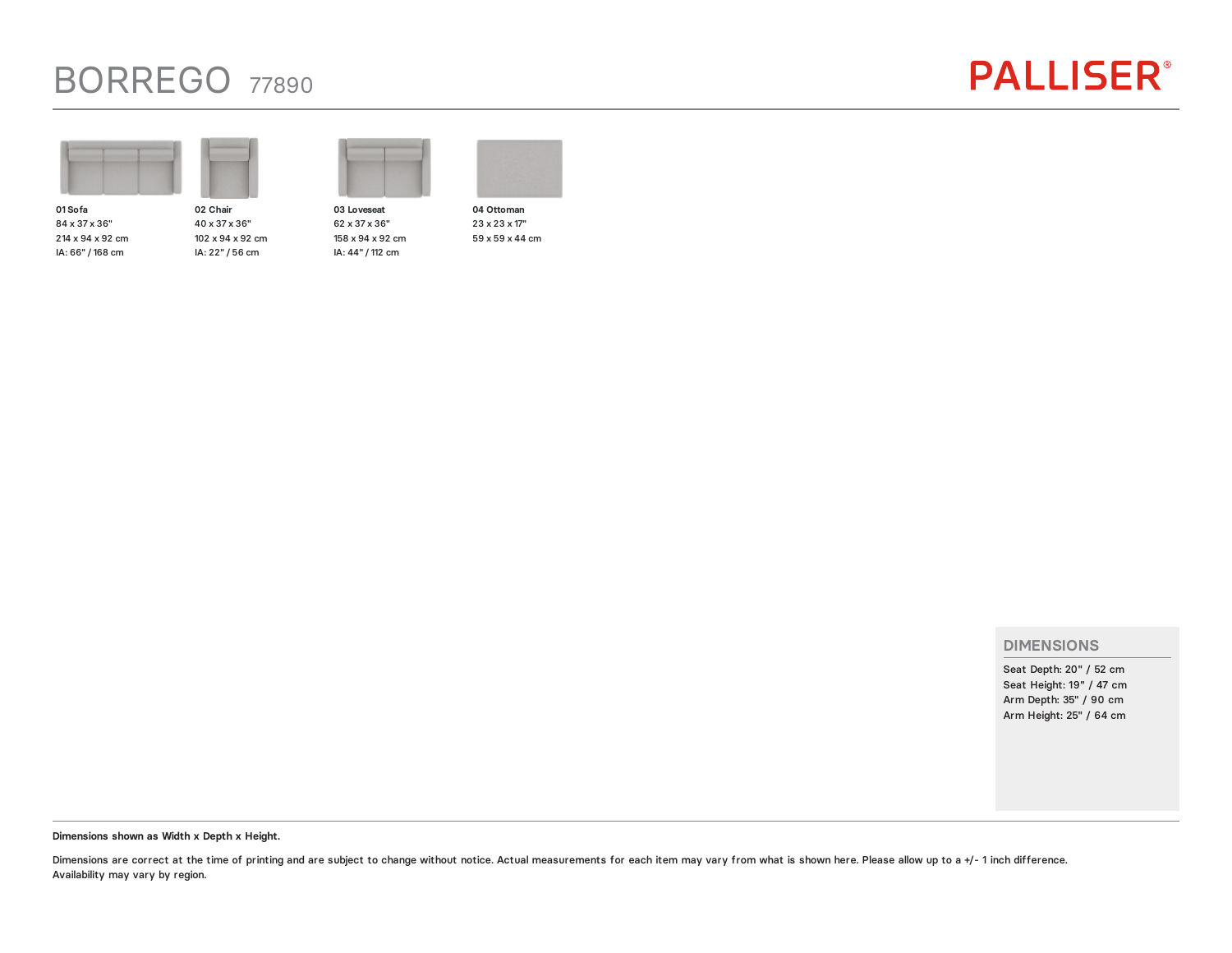# BORREGO 77890

PALLISER®

**01 Sofa**
84 x 37 x 36"
214 x 94 x 92 cm
IA: 66" / 168 cm

**02 Chair**
40 x 37 x 36"
102 x 94 x 92 cm
IA: 22" / 56 cm

**03 Loveseat**
62 x 37 x 36"
158 x 94 x 92 cm
IA: 44" / 112 cm

**04 Ottoman**
23 x 23 x 17"
59 x 59 x 44 cm

## DIMENSIONS

Seat Depth: 20" / 52 cm
Seat Height: 19" / 47 cm
Arm Depth: 35" / 90 cm
Arm Height: 25" / 64 cm

**Dimensions shown as Width x Depth x Height.**

Dimensions are correct at the time of printing and are subject to change without notice. Actual measurements for each item may vary from what is shown here. Please allow up to a +/- 1 inch difference. Availability may vary by region.